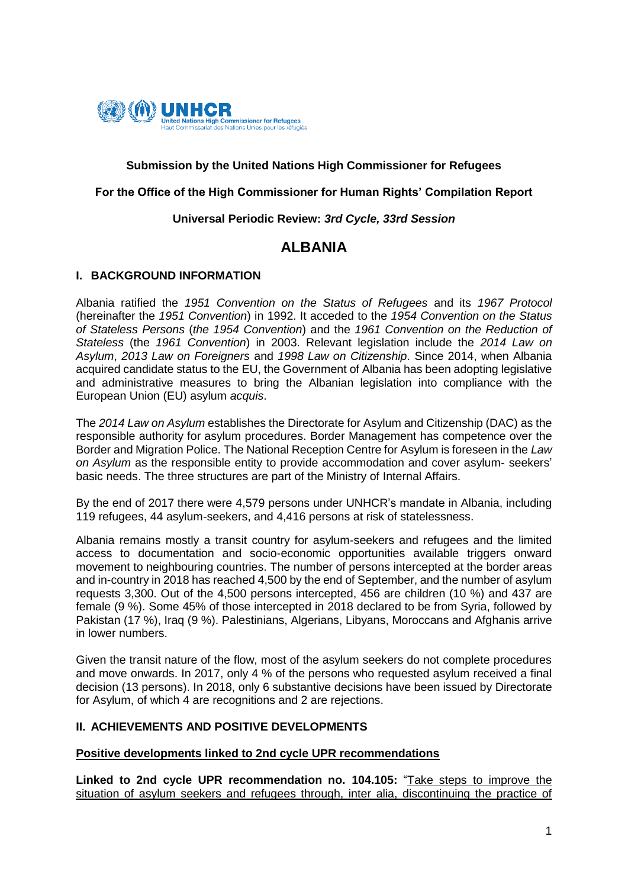**Submission by the United Nations High Commissioner for Refugees**

**For the Office of the High Commissioner for Human Rights' Compilation Report**

**Universal Periodic Review: *3rd Cycle, 33rd Session***

# ALBANIA

## I. BACKGROUND INFORMATION

Albania ratified the *1951 Convention on the Status of Refugees* and its *1967 Protocol* (hereinafter the *1951 Convention*) in 1992. It acceded to the *1954 Convention on the Status of Stateless Persons* (*the 1954 Convention*) and the *1961 Convention on the Reduction of Stateless* (the *1961 Convention*) in 2003. Relevant legislation include the *2014 Law on Asylum*, *2013 Law on Foreigners* and *1998 Law on Citizenship*. Since 2014, when Albania acquired candidate status to the EU, the Government of Albania has been adopting legislative and administrative measures to bring the Albanian legislation into compliance with the European Union (EU) asylum *acquis*.

The *2014 Law on Asylum* establishes the Directorate for Asylum and Citizenship (DAC) as the responsible authority for asylum procedures. Border Management has competence over the Border and Migration Police. The National Reception Centre for Asylum is foreseen in the *Law on Asylum* as the responsible entity to provide accommodation and cover asylum- seekers' basic needs. The three structures are part of the Ministry of Internal Affairs.

By the end of 2017 there were 4,579 persons under UNHCR's mandate in Albania, including 119 refugees, 44 asylum-seekers, and 4,416 persons at risk of statelessness.

Albania remains mostly a transit country for asylum-seekers and refugees and the limited access to documentation and socio-economic opportunities available triggers onward movement to neighbouring countries. The number of persons intercepted at the border areas and in-country in 2018 has reached 4,500 by the end of September, and the number of asylum requests 3,300. Out of the 4,500 persons intercepted, 456 are children (10 %) and 437 are female (9 %). Some 45% of those intercepted in 2018 declared to be from Syria, followed by Pakistan (17 %), Iraq (9 %). Palestinians, Algerians, Libyans, Moroccans and Afghanis arrive in lower numbers.

Given the transit nature of the flow, most of the asylum seekers do not complete procedures and move onwards. In 2017, only 4 % of the persons who requested asylum received a final decision (13 persons). In 2018, only 6 substantive decisions have been issued by Directorate for Asylum, of which 4 are recognitions and 2 are rejections.

## II. ACHIEVEMENTS AND POSITIVE DEVELOPMENTS

### Positive developments linked to 2nd cycle UPR recommendations

**Linked to 2nd cycle UPR recommendation no. 104.105:** "Take steps to improve the situation of asylum seekers and refugees through, inter alia, discontinuing the practice of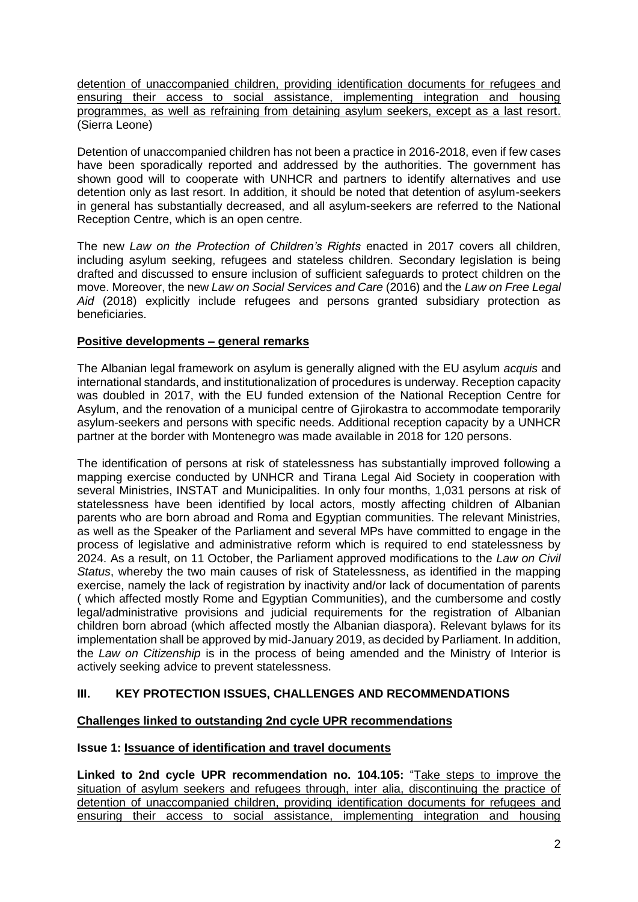detention of unaccompanied children, providing identification documents for refugees and ensuring their access to social assistance, implementing integration and housing programmes, as well as refraining from detaining asylum seekers, except as a last resort. (Sierra Leone)

Detention of unaccompanied children has not been a practice in 2016-2018, even if few cases have been sporadically reported and addressed by the authorities. The government has shown good will to cooperate with UNHCR and partners to identify alternatives and use detention only as last resort. In addition, it should be noted that detention of asylum-seekers in general has substantially decreased, and all asylum-seekers are referred to the National Reception Centre, which is an open centre.

The new *Law on the Protection of Children's Rights* enacted in 2017 covers all children, including asylum seeking, refugees and stateless children. Secondary legislation is being drafted and discussed to ensure inclusion of sufficient safeguards to protect children on the move. Moreover, the new *Law on Social Services and Care* (2016) and the *Law on Free Legal Aid* (2018) explicitly include refugees and persons granted subsidiary protection as beneficiaries.

## Positive developments – general remarks

The Albanian legal framework on asylum is generally aligned with the EU asylum *acquis* and international standards, and institutionalization of procedures is underway. Reception capacity was doubled in 2017, with the EU funded extension of the National Reception Centre for Asylum, and the renovation of a municipal centre of Gjirokastra to accommodate temporarily asylum-seekers and persons with specific needs. Additional reception capacity by a UNHCR partner at the border with Montenegro was made available in 2018 for 120 persons.

The identification of persons at risk of statelessness has substantially improved following a mapping exercise conducted by UNHCR and Tirana Legal Aid Society in cooperation with several Ministries, INSTAT and Municipalities. In only four months, 1,031 persons at risk of statelessness have been identified by local actors, mostly affecting children of Albanian parents who are born abroad and Roma and Egyptian communities. The relevant Ministries, as well as the Speaker of the Parliament and several MPs have committed to engage in the process of legislative and administrative reform which is required to end statelessness by 2024. As a result, on 11 October, the Parliament approved modifications to the *Law on Civil Status*, whereby the two main causes of risk of Statelessness, as identified in the mapping exercise, namely the lack of registration by inactivity and/or lack of documentation of parents ( which affected mostly Rome and Egyptian Communities), and the cumbersome and costly legal/administrative provisions and judicial requirements for the registration of Albanian children born abroad (which affected mostly the Albanian diaspora). Relevant bylaws for its implementation shall be approved by mid-January 2019, as decided by Parliament. In addition, the *Law on Citizenship* is in the process of being amended and the Ministry of Interior is actively seeking advice to prevent statelessness.

## III. KEY PROTECTION ISSUES, CHALLENGES AND RECOMMENDATIONS

### Challenges linked to outstanding 2nd cycle UPR recommendations

**Issue 1: Issuance of identification and travel documents**

**Linked to 2nd cycle UPR recommendation no. 104.105:** "Take steps to improve the situation of asylum seekers and refugees through, inter alia, discontinuing the practice of detention of unaccompanied children, providing identification documents for refugees and ensuring their access to social assistance, implementing integration and housing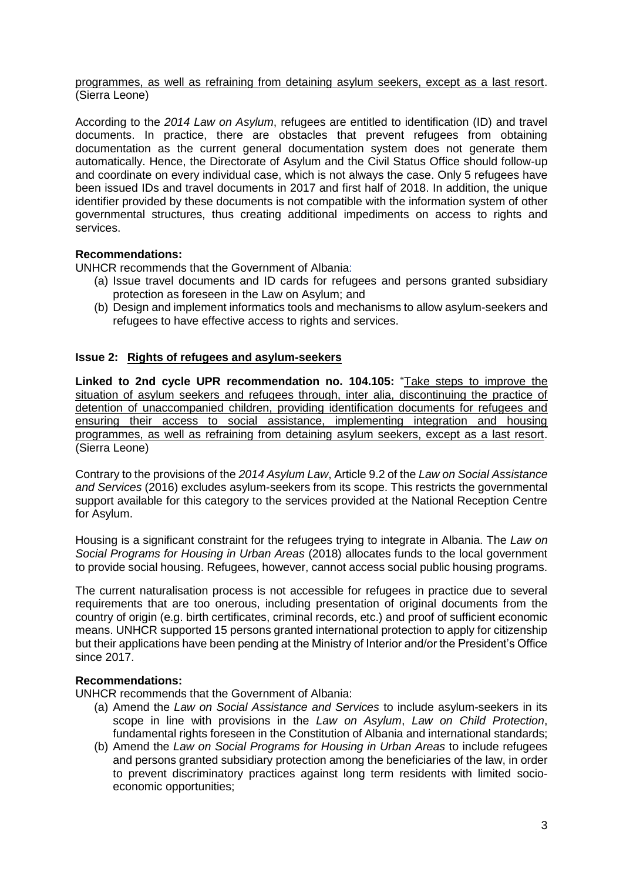programmes, as well as refraining from detaining asylum seekers, except as a last resort. (Sierra Leone)

According to the *2014 Law on Asylum*, refugees are entitled to identification (ID) and travel documents. In practice, there are obstacles that prevent refugees from obtaining documentation as the current general documentation system does not generate them automatically. Hence, the Directorate of Asylum and the Civil Status Office should follow-up and coordinate on every individual case, which is not always the case. Only 5 refugees have been issued IDs and travel documents in 2017 and first half of 2018. In addition, the unique identifier provided by these documents is not compatible with the information system of other governmental structures, thus creating additional impediments on access to rights and services.

**Recommendations:**

UNHCR recommends that the Government of Albania:

(a) Issue travel documents and ID cards for refugees and persons granted subsidiary protection as foreseen in the Law on Asylum; and

(b) Design and implement informatics tools and mechanisms to allow asylum-seekers and refugees to have effective access to rights and services.

**Issue 2: Rights of refugees and asylum-seekers**

**Linked to 2nd cycle UPR recommendation no. 104.105:** "Take steps to improve the situation of asylum seekers and refugees through, inter alia, discontinuing the practice of detention of unaccompanied children, providing identification documents for refugees and ensuring their access to social assistance, implementing integration and housing programmes, as well as refraining from detaining asylum seekers, except as a last resort. (Sierra Leone)

Contrary to the provisions of the *2014 Asylum Law*, Article 9.2 of the *Law on Social Assistance and Services* (2016) excludes asylum-seekers from its scope. This restricts the governmental support available for this category to the services provided at the National Reception Centre for Asylum.

Housing is a significant constraint for the refugees trying to integrate in Albania. The *Law on Social Programs for Housing in Urban Areas* (2018) allocates funds to the local government to provide social housing. Refugees, however, cannot access social public housing programs.

The current naturalisation process is not accessible for refugees in practice due to several requirements that are too onerous, including presentation of original documents from the country of origin (e.g. birth certificates, criminal records, etc.) and proof of sufficient economic means. UNHCR supported 15 persons granted international protection to apply for citizenship but their applications have been pending at the Ministry of Interior and/or the President's Office since 2017.

**Recommendations:**

UNHCR recommends that the Government of Albania:

(a) Amend the *Law on Social Assistance and Services* to include asylum-seekers in its scope in line with provisions in the *Law on Asylum*, *Law on Child Protection*, fundamental rights foreseen in the Constitution of Albania and international standards;

(b) Amend the *Law on Social Programs for Housing in Urban Areas* to include refugees and persons granted subsidiary protection among the beneficiaries of the law, in order to prevent discriminatory practices against long term residents with limited socio-economic opportunities;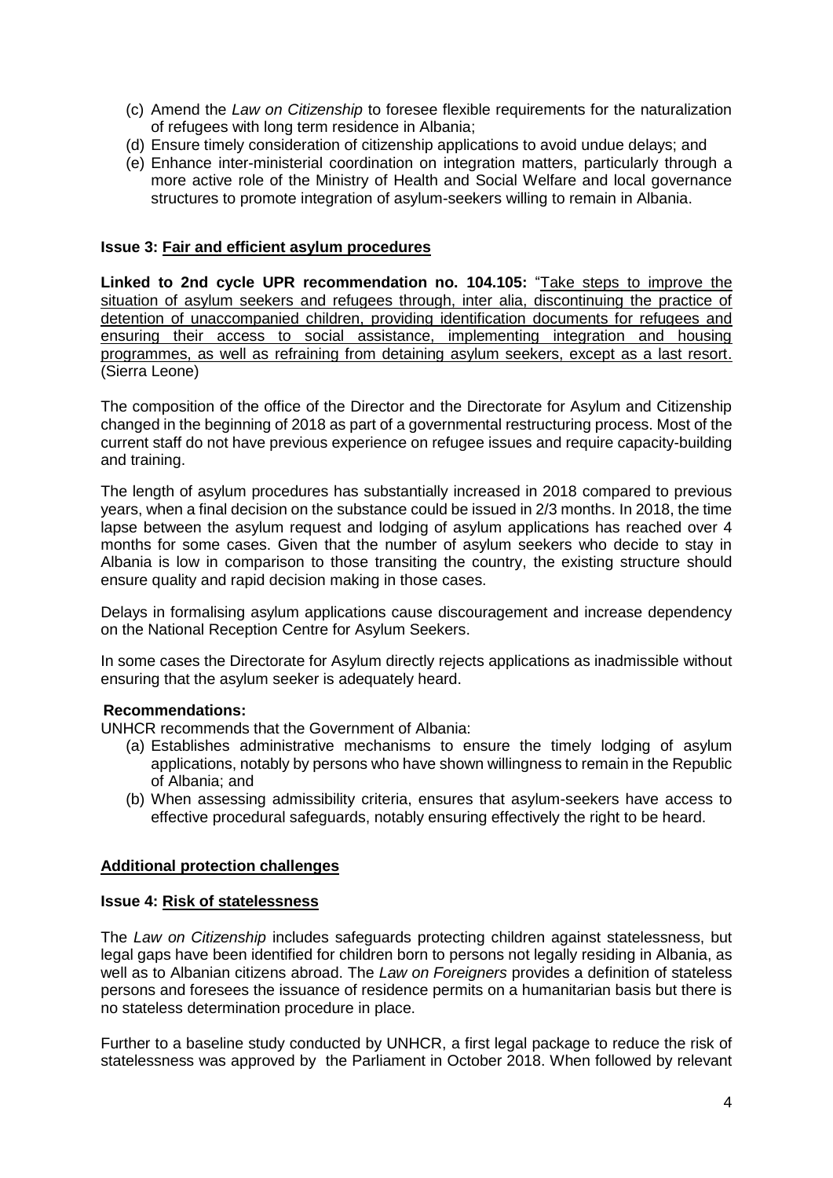(c) Amend the *Law on Citizenship* to foresee flexible requirements for the naturalization of refugees with long term residence in Albania;
(d) Ensure timely consideration of citizenship applications to avoid undue delays; and
(e) Enhance inter-ministerial coordination on integration matters, particularly through a more active role of the Ministry of Health and Social Welfare and local governance structures to promote integration of asylum-seekers willing to remain in Albania.

**Issue 3: Fair and efficient asylum procedures**

**Linked to 2nd cycle UPR recommendation no. 104.105:** "Take steps to improve the situation of asylum seekers and refugees through, inter alia, discontinuing the practice of detention of unaccompanied children, providing identification documents for refugees and ensuring their access to social assistance, implementing integration and housing programmes, as well as refraining from detaining asylum seekers, except as a last resort. (Sierra Leone)

The composition of the office of the Director and the Directorate for Asylum and Citizenship changed in the beginning of 2018 as part of a governmental restructuring process. Most of the current staff do not have previous experience on refugee issues and require capacity-building and training.

The length of asylum procedures has substantially increased in 2018 compared to previous years, when a final decision on the substance could be issued in 2/3 months. In 2018, the time lapse between the asylum request and lodging of asylum applications has reached over 4 months for some cases. Given that the number of asylum seekers who decide to stay in Albania is low in comparison to those transiting the country, the existing structure should ensure quality and rapid decision making in those cases.

Delays in formalising asylum applications cause discouragement and increase dependency on the National Reception Centre for Asylum Seekers.

In some cases the Directorate for Asylum directly rejects applications as inadmissible without ensuring that the asylum seeker is adequately heard.

**Recommendations:**

UNHCR recommends that the Government of Albania:

(a) Establishes administrative mechanisms to ensure the timely lodging of asylum applications, notably by persons who have shown willingness to remain in the Republic of Albania; and
(b) When assessing admissibility criteria, ensures that asylum-seekers have access to effective procedural safeguards, notably ensuring effectively the right to be heard.

**Additional protection challenges**

**Issue 4: Risk of statelessness**

The *Law on Citizenship* includes safeguards protecting children against statelessness, but legal gaps have been identified for children born to persons not legally residing in Albania, as well as to Albanian citizens abroad. The *Law on Foreigners* provides a definition of stateless persons and foresees the issuance of residence permits on a humanitarian basis but there is no stateless determination procedure in place.

Further to a baseline study conducted by UNHCR, a first legal package to reduce the risk of statelessness was approved by the Parliament in October 2018. When followed by relevant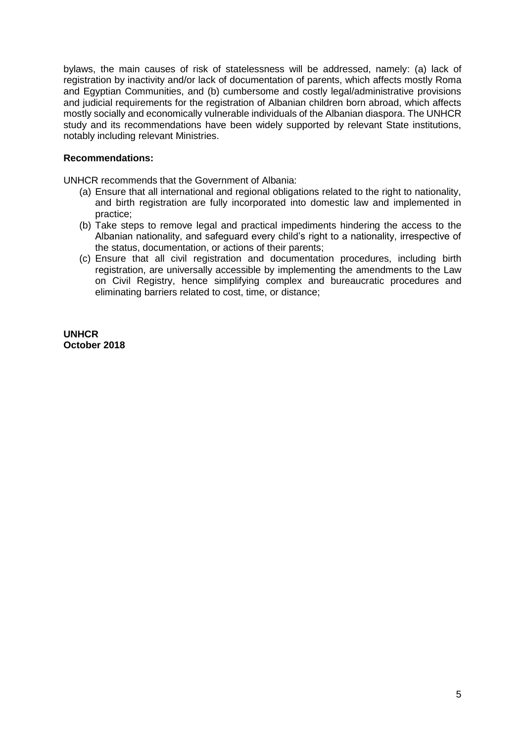bylaws, the main causes of risk of statelessness will be addressed, namely: (a) lack of registration by inactivity and/or lack of documentation of parents, which affects mostly Roma and Egyptian Communities, and (b) cumbersome and costly legal/administrative provisions and judicial requirements for the registration of Albanian children born abroad, which affects mostly socially and economically vulnerable individuals of the Albanian diaspora. The UNHCR study and its recommendations have been widely supported by relevant State institutions, notably including relevant Ministries.

**Recommendations:**

UNHCR recommends that the Government of Albania:

(a) Ensure that all international and regional obligations related to the right to nationality, and birth registration are fully incorporated into domestic law and implemented in practice;

(b) Take steps to remove legal and practical impediments hindering the access to the Albanian nationality, and safeguard every child's right to a nationality, irrespective of the status, documentation, or actions of their parents;

(c) Ensure that all civil registration and documentation procedures, including birth registration, are universally accessible by implementing the amendments to the Law on Civil Registry, hence simplifying complex and bureaucratic procedures and eliminating barriers related to cost, time, or distance;

**UNHCR**
**October 2018**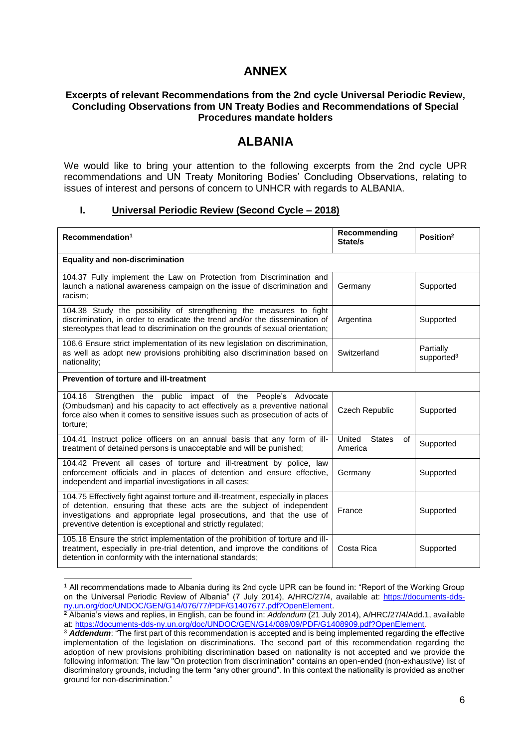# ANNEX

**Excerpts of relevant Recommendations from the 2nd cycle Universal Periodic Review, Concluding Observations from UN Treaty Bodies and Recommendations of Special Procedures mandate holders**

# ALBANIA

We would like to bring your attention to the following excerpts from the 2nd cycle UPR recommendations and UN Treaty Monitoring Bodies' Concluding Observations, relating to issues of interest and persons of concern to UNHCR with regards to ALBANIA.

## I. Universal Periodic Review (Second Cycle – 2018)

| Recommendation[1] | Recommending State/s | Position[2] |
|---|---|---|
| **Equality and non-discrimination** | | |
| 104.37 Fully implement the Law on Protection from Discrimination and launch a national awareness campaign on the issue of discrimination and racism; | Germany | Supported |
| 104.38 Study the possibility of strengthening the measures to fight discrimination, in order to eradicate the trend and/or the dissemination of stereotypes that lead to discrimination on the grounds of sexual orientation; | Argentina | Supported |
| 106.6 Ensure strict implementation of its new legislation on discrimination, as well as adopt new provisions prohibiting also discrimination based on nationality; | Switzerland | Partially supported[3] |
| **Prevention of torture and ill-treatment** | | |
| 104.16 Strengthen the public impact of the People's Advocate (Ombudsman) and his capacity to act effectively as a preventive national force also when it comes to sensitive issues such as prosecution of acts of torture; | Czech Republic | Supported |
| 104.41 Instruct police officers on an annual basis that any form of ill-treatment of detained persons is unacceptable and will be punished; | United States of America | Supported |
| 104.42 Prevent all cases of torture and ill-treatment by police, law enforcement officials and in places of detention and ensure effective, independent and impartial investigations in all cases; | Germany | Supported |
| 104.75 Effectively fight against torture and ill-treatment, especially in places of detention, ensuring that these acts are the subject of independent investigations and appropriate legal prosecutions, and that the use of preventive detention is exceptional and strictly regulated; | France | Supported |
| 105.18 Ensure the strict implementation of the prohibition of torture and ill-treatment, especially in pre-trial detention, and improve the conditions of detention in conformity with the international standards; | Costa Rica | Supported |

[1] All recommendations made to Albania during its 2nd cycle UPR can be found in: "Report of the Working Group on the Universal Periodic Review of Albania" (7 July 2014), A/HRC/27/4, available at: https://documents-dds-ny.un.org/doc/UNDOC/GEN/G14/076/77/PDF/G1407677.pdf?OpenElement.

[2] Albania's views and replies, in English, can be found in: *Addendum* (21 July 2014), A/HRC/27/4/Add.1, available at: https://documents-dds-ny.un.org/doc/UNDOC/GEN/G14/089/09/PDF/G1408909.pdf?OpenElement.

[3] ***Addendum***: "The first part of this recommendation is accepted and is being implemented regarding the effective implementation of the legislation on discriminations. The second part of this recommendation regarding the adoption of new provisions prohibiting discrimination based on nationality is not accepted and we provide the following information: The law "On protection from discrimination" contains an open-ended (non-exhaustive) list of discriminatory grounds, including the term "any other ground". In this context the nationality is provided as another ground for non-discrimination."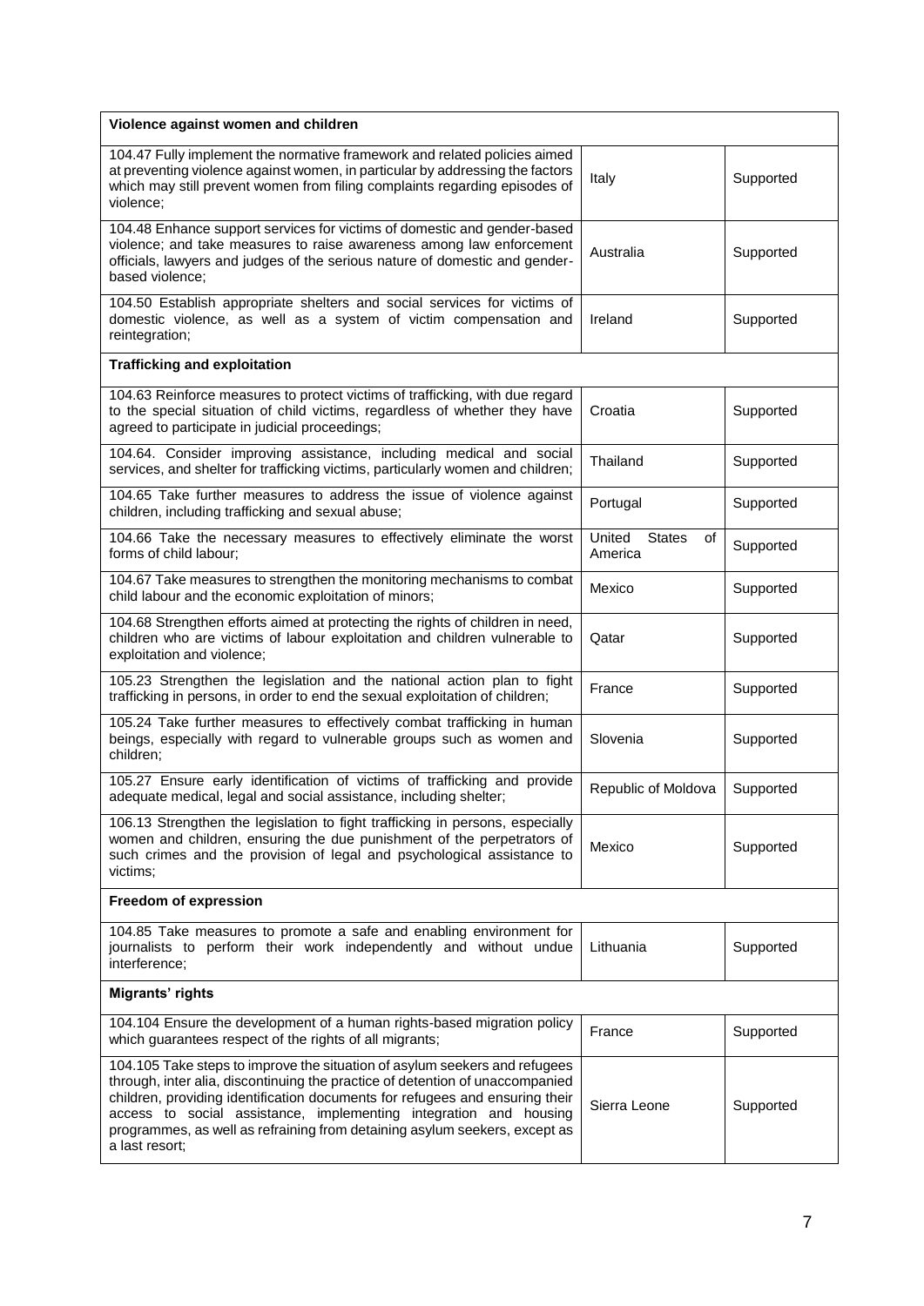| Violence against women and children | | |
|---|---|---|
| 104.47 Fully implement the normative framework and related policies aimed at preventing violence against women, in particular by addressing the factors which may still prevent women from filing complaints regarding episodes of violence; | Italy | Supported |
| 104.48 Enhance support services for victims of domestic and gender-based violence; and take measures to raise awareness among law enforcement officials, lawyers and judges of the serious nature of domestic and gender-based violence; | Australia | Supported |
| 104.50 Establish appropriate shelters and social services for victims of domestic violence, as well as a system of victim compensation and reintegration; | Ireland | Supported |
| **Trafficking and exploitation** | | |
| 104.63 Reinforce measures to protect victims of trafficking, with due regard to the special situation of child victims, regardless of whether they have agreed to participate in judicial proceedings; | Croatia | Supported |
| 104.64. Consider improving assistance, including medical and social services, and shelter for trafficking victims, particularly women and children; | Thailand | Supported |
| 104.65 Take further measures to address the issue of violence against children, including trafficking and sexual abuse; | Portugal | Supported |
| 104.66 Take the necessary measures to effectively eliminate the worst forms of child labour; | United States of America | Supported |
| 104.67 Take measures to strengthen the monitoring mechanisms to combat child labour and the economic exploitation of minors; | Mexico | Supported |
| 104.68 Strengthen efforts aimed at protecting the rights of children in need, children who are victims of labour exploitation and children vulnerable to exploitation and violence; | Qatar | Supported |
| 105.23 Strengthen the legislation and the national action plan to fight trafficking in persons, in order to end the sexual exploitation of children; | France | Supported |
| 105.24 Take further measures to effectively combat trafficking in human beings, especially with regard to vulnerable groups such as women and children; | Slovenia | Supported |
| 105.27 Ensure early identification of victims of trafficking and provide adequate medical, legal and social assistance, including shelter; | Republic of Moldova | Supported |
| 106.13 Strengthen the legislation to fight trafficking in persons, especially women and children, ensuring the due punishment of the perpetrators of such crimes and the provision of legal and psychological assistance to victims; | Mexico | Supported |
| **Freedom of expression** | | |
| 104.85 Take measures to promote a safe and enabling environment for journalists to perform their work independently and without undue interference; | Lithuania | Supported |
| **Migrants' rights** | | |
| 104.104 Ensure the development of a human rights-based migration policy which guarantees respect of the rights of all migrants; | France | Supported |
| 104.105 Take steps to improve the situation of asylum seekers and refugees through, inter alia, discontinuing the practice of detention of unaccompanied children, providing identification documents for refugees and ensuring their access to social assistance, implementing integration and housing programmes, as well as refraining from detaining asylum seekers, except as a last resort; | Sierra Leone | Supported |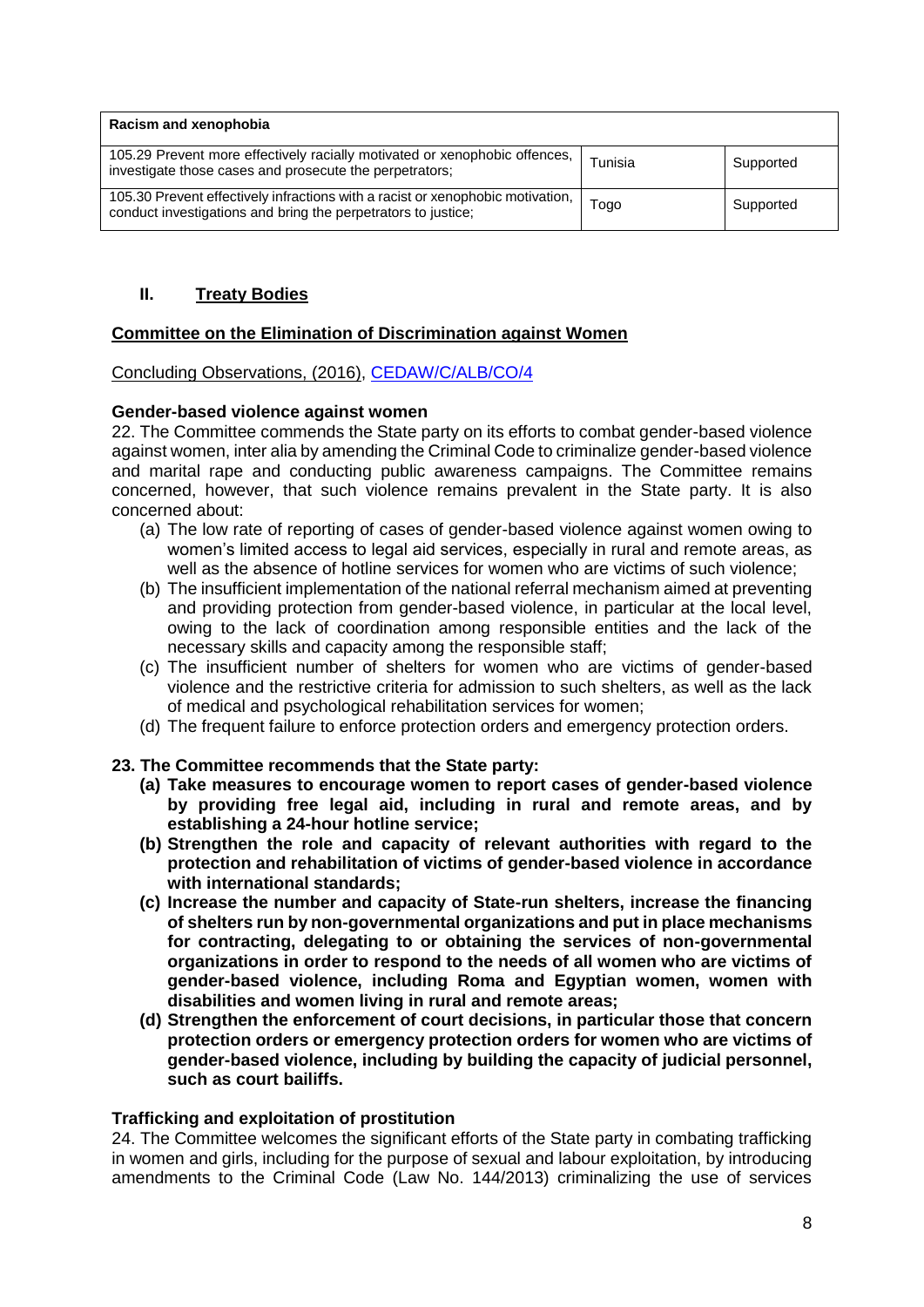| Racism and xenophobia | | |
|---|---|---|
| 105.29 Prevent more effectively racially motivated or xenophobic offences, investigate those cases and prosecute the perpetrators; | Tunisia | Supported |
| 105.30 Prevent effectively infractions with a racist or xenophobic motivation, conduct investigations and bring the perpetrators to justice; | Togo | Supported |

## II. Treaty Bodies

### Committee on the Elimination of Discrimination against Women

Concluding Observations, (2016), CEDAW/C/ALB/CO/4

**Gender-based violence against women**

22. The Committee commends the State party on its efforts to combat gender-based violence against women, inter alia by amending the Criminal Code to criminalize gender-based violence and marital rape and conducting public awareness campaigns. The Committee remains concerned, however, that such violence remains prevalent in the State party. It is also concerned about:

(a) The low rate of reporting of cases of gender-based violence against women owing to women's limited access to legal aid services, especially in rural and remote areas, as well as the absence of hotline services for women who are victims of such violence;

(b) The insufficient implementation of the national referral mechanism aimed at preventing and providing protection from gender-based violence, in particular at the local level, owing to the lack of coordination among responsible entities and the lack of the necessary skills and capacity among the responsible staff;

(c) The insufficient number of shelters for women who are victims of gender-based violence and the restrictive criteria for admission to such shelters, as well as the lack of medical and psychological rehabilitation services for women;

(d) The frequent failure to enforce protection orders and emergency protection orders.

**23. The Committee recommends that the State party:**

**(a) Take measures to encourage women to report cases of gender-based violence by providing free legal aid, including in rural and remote areas, and by establishing a 24-hour hotline service;**

**(b) Strengthen the role and capacity of relevant authorities with regard to the protection and rehabilitation of victims of gender-based violence in accordance with international standards;**

**(c) Increase the number and capacity of State-run shelters, increase the financing of shelters run by non-governmental organizations and put in place mechanisms for contracting, delegating to or obtaining the services of non-governmental organizations in order to respond to the needs of all women who are victims of gender-based violence, including Roma and Egyptian women, women with disabilities and women living in rural and remote areas;**

**(d) Strengthen the enforcement of court decisions, in particular those that concern protection orders or emergency protection orders for women who are victims of gender-based violence, including by building the capacity of judicial personnel, such as court bailiffs.**

**Trafficking and exploitation of prostitution**

24. The Committee welcomes the significant efforts of the State party in combating trafficking in women and girls, including for the purpose of sexual and labour exploitation, by introducing amendments to the Criminal Code (Law No. 144/2013) criminalizing the use of services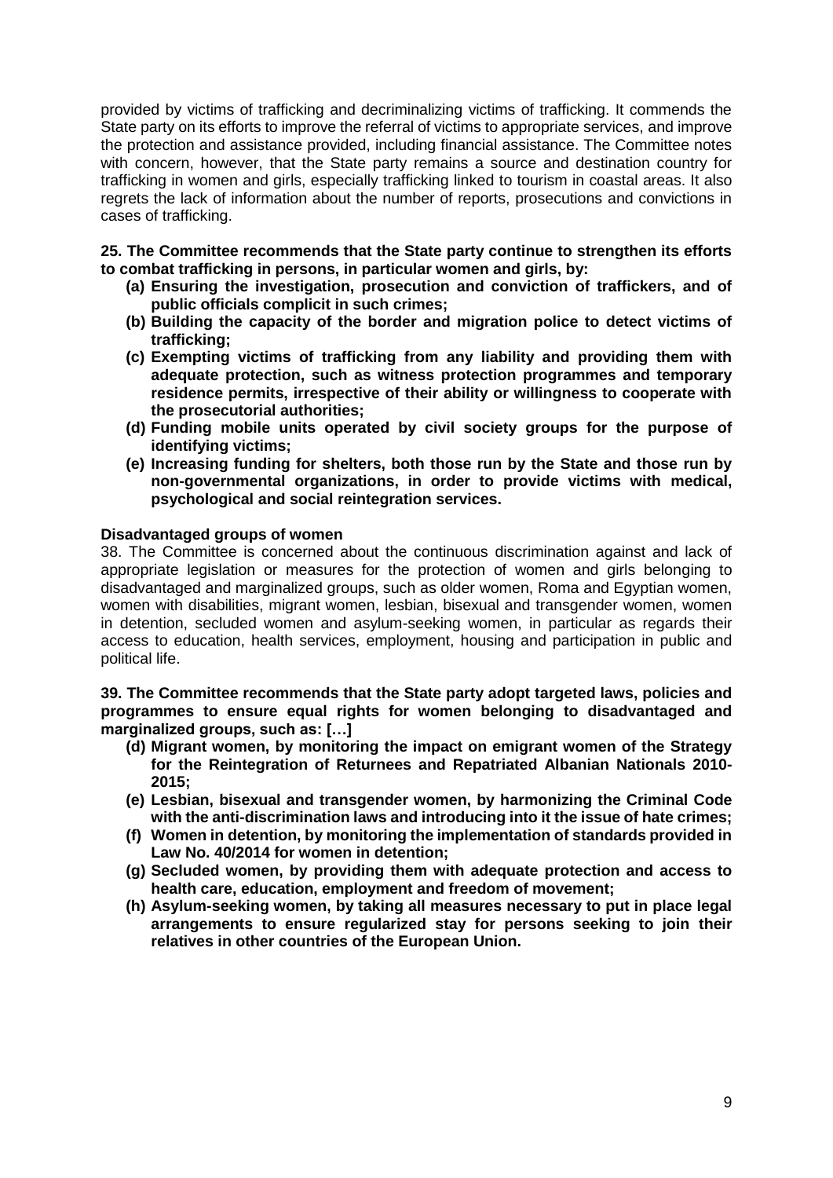provided by victims of trafficking and decriminalizing victims of trafficking. It commends the State party on its efforts to improve the referral of victims to appropriate services, and improve the protection and assistance provided, including financial assistance. The Committee notes with concern, however, that the State party remains a source and destination country for trafficking in women and girls, especially trafficking linked to tourism in coastal areas. It also regrets the lack of information about the number of reports, prosecutions and convictions in cases of trafficking.

**25. The Committee recommends that the State party continue to strengthen its efforts to combat trafficking in persons, in particular women and girls, by:**

- **(a) Ensuring the investigation, prosecution and conviction of traffickers, and of public officials complicit in such crimes;**
- **(b) Building the capacity of the border and migration police to detect victims of trafficking;**
- **(c) Exempting victims of trafficking from any liability and providing them with adequate protection, such as witness protection programmes and temporary residence permits, irrespective of their ability or willingness to cooperate with the prosecutorial authorities;**
- **(d) Funding mobile units operated by civil society groups for the purpose of identifying victims;**
- **(e) Increasing funding for shelters, both those run by the State and those run by non-governmental organizations, in order to provide victims with medical, psychological and social reintegration services.**

**Disadvantaged groups of women**

38. The Committee is concerned about the continuous discrimination against and lack of appropriate legislation or measures for the protection of women and girls belonging to disadvantaged and marginalized groups, such as older women, Roma and Egyptian women, women with disabilities, migrant women, lesbian, bisexual and transgender women, women in detention, secluded women and asylum-seeking women, in particular as regards their access to education, health services, employment, housing and participation in public and political life.

**39. The Committee recommends that the State party adopt targeted laws, policies and programmes to ensure equal rights for women belonging to disadvantaged and marginalized groups, such as: […]**

- **(d) Migrant women, by monitoring the impact on emigrant women of the Strategy for the Reintegration of Returnees and Repatriated Albanian Nationals 2010-2015;**
- **(e) Lesbian, bisexual and transgender women, by harmonizing the Criminal Code with the anti-discrimination laws and introducing into it the issue of hate crimes;**
- **(f) Women in detention, by monitoring the implementation of standards provided in Law No. 40/2014 for women in detention;**
- **(g) Secluded women, by providing them with adequate protection and access to health care, education, employment and freedom of movement;**
- **(h) Asylum-seeking women, by taking all measures necessary to put in place legal arrangements to ensure regularized stay for persons seeking to join their relatives in other countries of the European Union.**